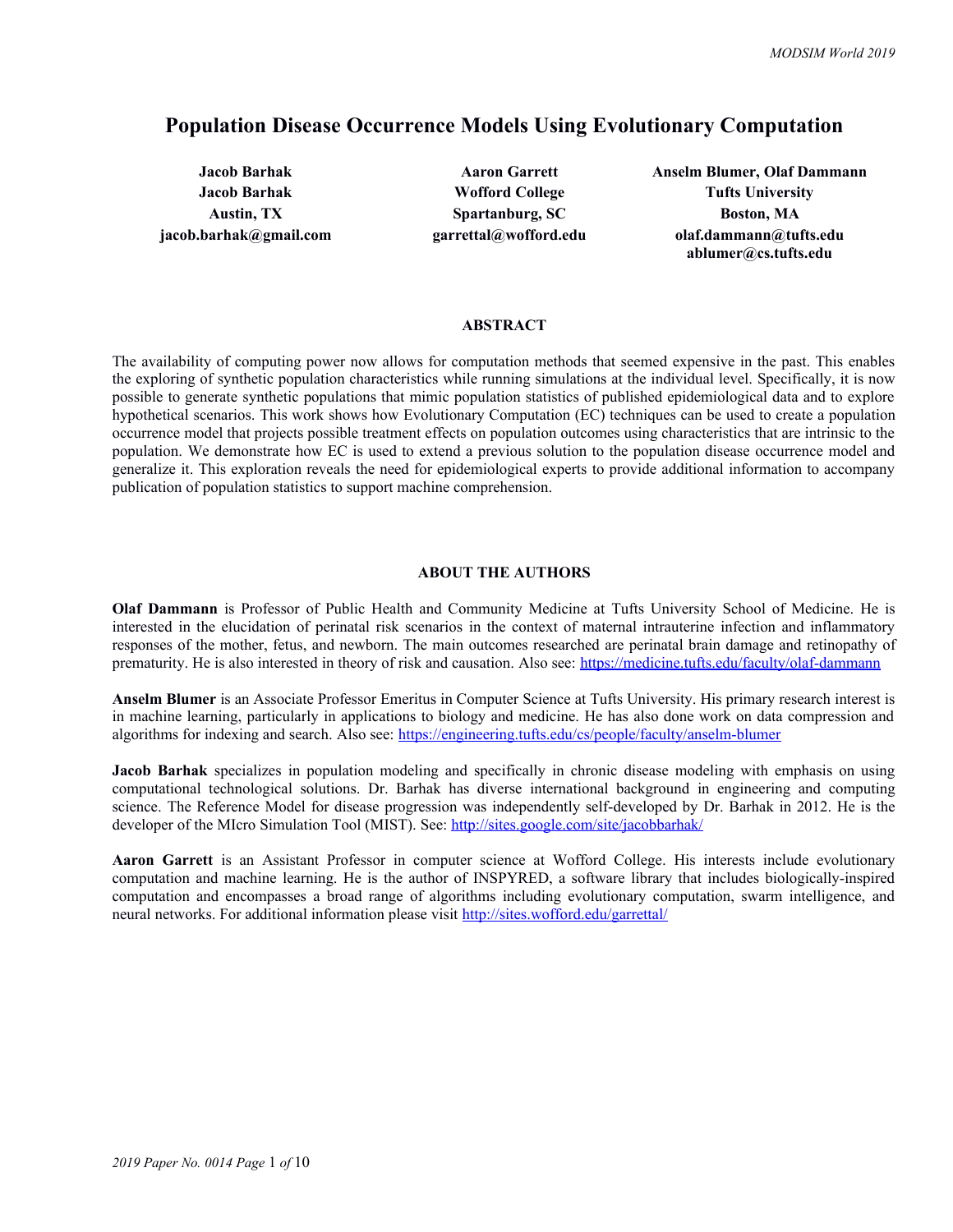# Population Disease Occurrence Models Using Evolutionary Computation

**Jacob Barhak**
**Jacob Barhak**
**Austin, TX**
**jacob.barhak@gmail.com**

**Aaron Garrett**
**Wofford College**
**Spartanburg, SC**
**garrettal@wofford.edu**

**Anselm Blumer, Olaf Dammann**
**Tufts University**
**Boston, MA**
**olaf.dammann@tufts.edu**
**ablumer@cs.tufts.edu**

## ABSTRACT

The availability of computing power now allows for computation methods that seemed expensive in the past. This enables the exploring of synthetic population characteristics while running simulations at the individual level. Specifically, it is now possible to generate synthetic populations that mimic population statistics of published epidemiological data and to explore hypothetical scenarios. This work shows how Evolutionary Computation (EC) techniques can be used to create a population occurrence model that projects possible treatment effects on population outcomes using characteristics that are intrinsic to the population. We demonstrate how EC is used to extend a previous solution to the population disease occurrence model and generalize it. This exploration reveals the need for epidemiological experts to provide additional information to accompany publication of population statistics to support machine comprehension.

## ABOUT THE AUTHORS

**Olaf Dammann** is Professor of Public Health and Community Medicine at Tufts University School of Medicine. He is interested in the elucidation of perinatal risk scenarios in the context of maternal intrauterine infection and inflammatory responses of the mother, fetus, and newborn. The main outcomes researched are perinatal brain damage and retinopathy of prematurity. He is also interested in theory of risk and causation. Also see: https://medicine.tufts.edu/faculty/olaf-dammann

**Anselm Blumer** is an Associate Professor Emeritus in Computer Science at Tufts University. His primary research interest is in machine learning, particularly in applications to biology and medicine. He has also done work on data compression and algorithms for indexing and search. Also see: https://engineering.tufts.edu/cs/people/faculty/anselm-blumer

**Jacob Barhak** specializes in population modeling and specifically in chronic disease modeling with emphasis on using computational technological solutions. Dr. Barhak has diverse international background in engineering and computing science. The Reference Model for disease progression was independently self-developed by Dr. Barhak in 2012. He is the developer of the MIcro Simulation Tool (MIST). See: http://sites.google.com/site/jacobbarhak/

**Aaron Garrett** is an Assistant Professor in computer science at Wofford College. His interests include evolutionary computation and machine learning. He is the author of INSPYRED, a software library that includes biologically-inspired computation and encompasses a broad range of algorithms including evolutionary computation, swarm intelligence, and neural networks. For additional information please visit http://sites.wofford.edu/garrettal/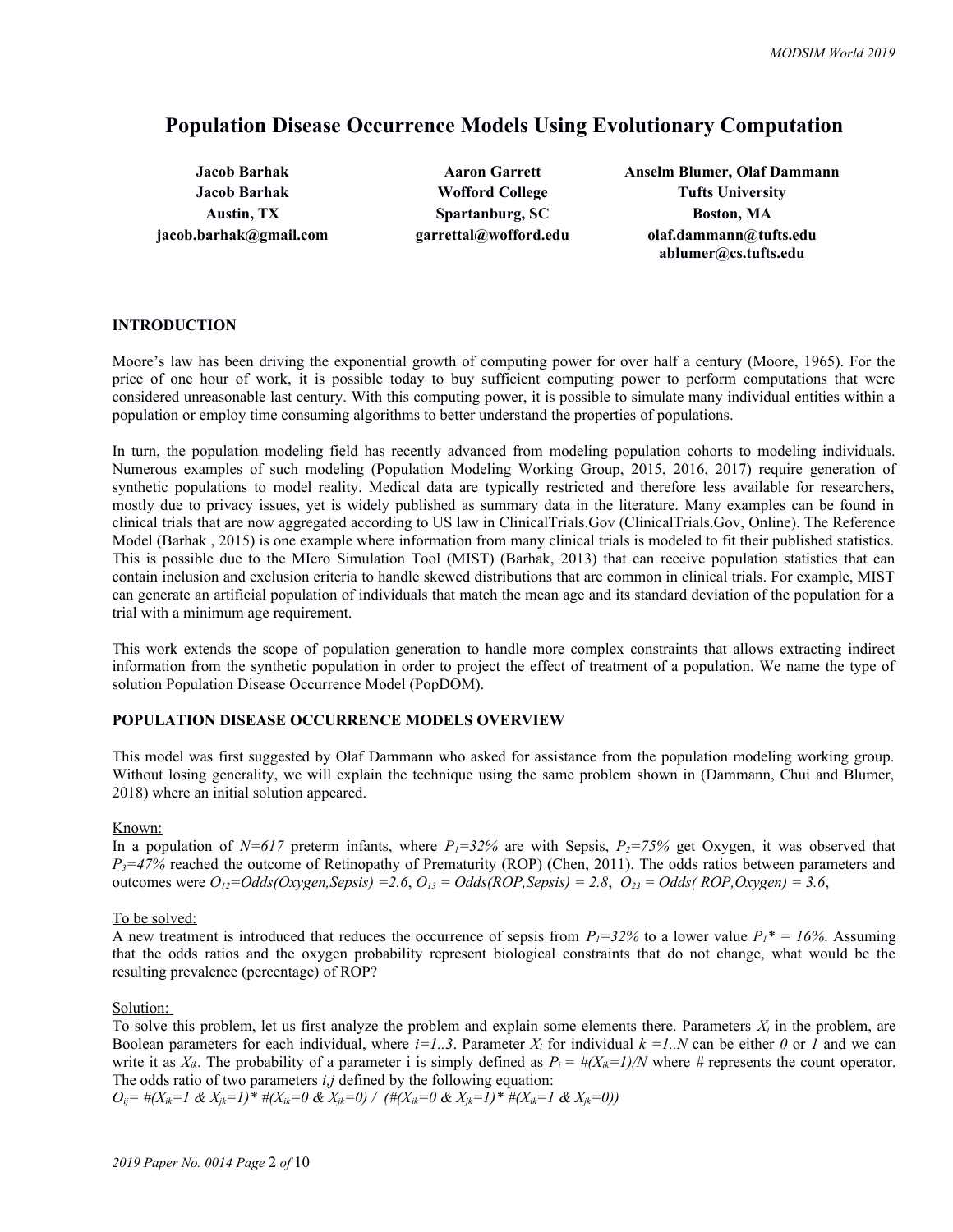# Population Disease Occurrence Models Using Evolutionary Computation

| Jacob Barhak | Aaron Garrett | Anselm Blumer, Olaf Dammann |
|---|---|---|
| Jacob Barhak | Wofford College | Tufts University |
| Austin, TX | Spartanburg, SC | Boston, MA |
| jacob.barhak@gmail.com | garrettal@wofford.edu | olaf.dammann@tufts.edu<br>ablumer@cs.tufts.edu |

## INTRODUCTION

Moore's law has been driving the exponential growth of computing power for over half a century (Moore, 1965). For the price of one hour of work, it is possible today to buy sufficient computing power to perform computations that were considered unreasonable last century. With this computing power, it is possible to simulate many individual entities within a population or employ time consuming algorithms to better understand the properties of populations.

In turn, the population modeling field has recently advanced from modeling population cohorts to modeling individuals. Numerous examples of such modeling (Population Modeling Working Group, 2015, 2016, 2017) require generation of synthetic populations to model reality. Medical data are typically restricted and therefore less available for researchers, mostly due to privacy issues, yet is widely published as summary data in the literature. Many examples can be found in clinical trials that are now aggregated according to US law in ClinicalTrials.Gov (ClinicalTrials.Gov, Online). The Reference Model (Barhak , 2015) is one example where information from many clinical trials is modeled to fit their published statistics. This is possible due to the MIcro Simulation Tool (MIST) (Barhak, 2013) that can receive population statistics that can contain inclusion and exclusion criteria to handle skewed distributions that are common in clinical trials. For example, MIST can generate an artificial population of individuals that match the mean age and its standard deviation of the population for a trial with a minimum age requirement.

This work extends the scope of population generation to handle more complex constraints that allows extracting indirect information from the synthetic population in order to project the effect of treatment of a population. We name the type of solution Population Disease Occurrence Model (PopDOM).

## POPULATION DISEASE OCCURRENCE MODELS OVERVIEW

This model was first suggested by Olaf Dammann who asked for assistance from the population modeling working group. Without losing generality, we will explain the technique using the same problem shown in (Dammann, Chui and Blumer, 2018) where an initial solution appeared.

Known:

In a population of $N=617$ preterm infants, where $P_1=32\%$ are with Sepsis, $P_2=75\%$ get Oxygen, it was observed that $P_3=47\%$ reached the outcome of Retinopathy of Prematurity (ROP) (Chen, 2011). The odds ratios between parameters and outcomes were $O_{12}=Odds(Oxygen,Sepsis)=2.6$, $O_{13}=Odds(ROP,Sepsis)=2.8$, $O_{23}=Odds(ROP,Oxygen)=3.6$,

To be solved:

A new treatment is introduced that reduces the occurrence of sepsis from $P_1=32\%$ to a lower value $P_1^*=16\%$. Assuming that the odds ratios and the oxygen probability represent biological constraints that do not change, what would be the resulting prevalence (percentage) of ROP?

Solution:

To solve this problem, let us first analyze the problem and explain some elements there. Parameters $X_i$ in the problem, are Boolean parameters for each individual, where $i=1..3$. Parameter $X_i$ for individual $k=1..N$ can be either $0$ or $1$ and we can write it as $X_{ik}$. The probability of a parameter i is simply defined as $P_i=\#(X_{ik}=1)/N$ where # represents the count operator. The odds ratio of two parameters $i,j$ defined by the following equation:

$$O_{ij}=\#(X_{ik}=1 \;\&\; X_{jk}=1)*\#(X_{ik}=0 \;\&\; X_{jk}=0)\;/\;(\#(X_{ik}=0 \;\&\; X_{jk}=1)*\#(X_{ik}=1 \;\&\; X_{jk}=0))$$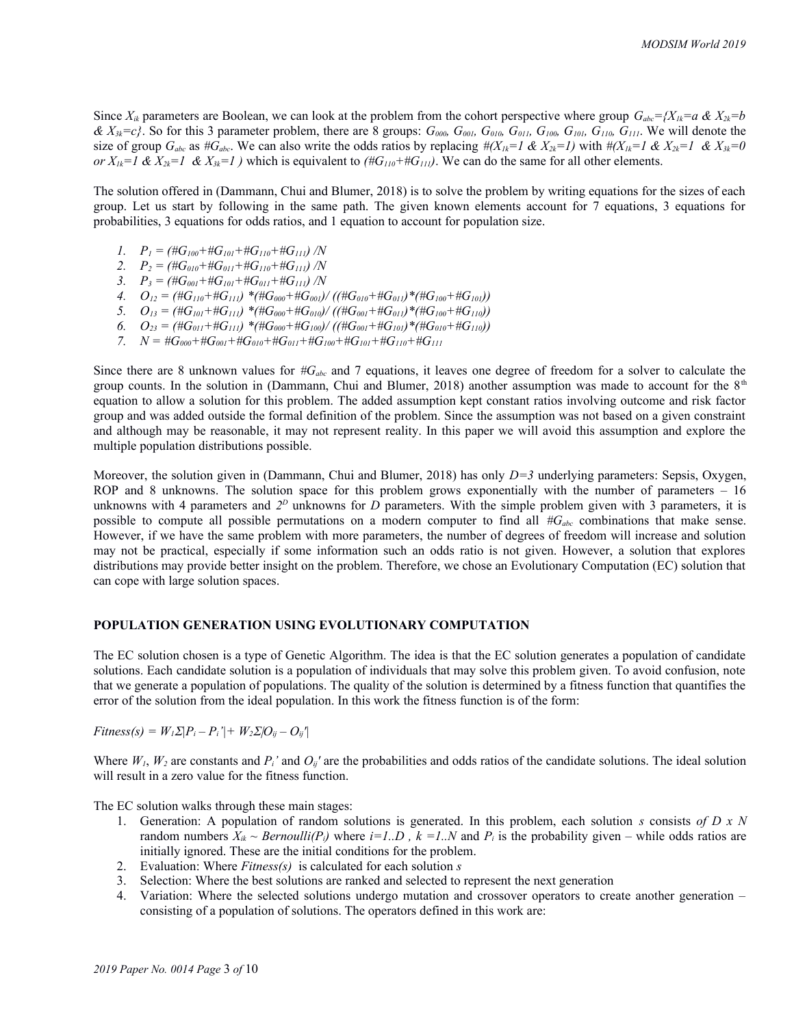Since $X_{ik}$ parameters are Boolean, we can look at the problem from the cohort perspective where group $G_{abc}=\{X_{1k}=a \ \& \ X_{2k}=b \ \& \ X_{3k}=c\}$. So for this 3 parameter problem, there are 8 groups: $G_{000}$, $G_{001}$, $G_{010}$, $G_{011}$, $G_{100}$, $G_{101}$, $G_{110}$, $G_{111}$. We will denote the size of group $G_{abc}$ as $\#G_{abc}$. We can also write the odds ratios by replacing $\#(X_{1k}=1 \ \& \ X_{2k}=1)$ with $\#(X_{1k}=1 \ \& \ X_{2k}=1 \ \& \ X_{3k}=0$ or $X_{1k}=1 \ \& \ X_{2k}=1 \ \& \ X_{3k}=1)$ which is equivalent to $(\#G_{110}+\#G_{111})$. We can do the same for all other elements.

The solution offered in (Dammann, Chui and Blumer, 2018) is to solve the problem by writing equations for the sizes of each group. Let us start by following in the same path. The given known elements account for 7 equations, 3 equations for probabilities, 3 equations for odds ratios, and 1 equation to account for population size.

1. $P_1 = (\#G_{100}+\#G_{101}+\#G_{110}+\#G_{111}) / N$
2. $P_2 = (\#G_{010}+\#G_{011}+\#G_{110}+\#G_{111}) / N$
3. $P_3 = (\#G_{001}+\#G_{101}+\#G_{011}+\#G_{111}) / N$
4. $O_{12} = (\#G_{110}+\#G_{111}) * (\#G_{000}+\#G_{001}) / ((\#G_{010}+\#G_{011}) * (\#G_{100}+\#G_{101}))$
5. $O_{13} = (\#G_{101}+\#G_{111}) * (\#G_{000}+\#G_{010}) / ((\#G_{001}+\#G_{011}) * (\#G_{100}+\#G_{110}))$
6. $O_{23} = (\#G_{011}+\#G_{111}) * (\#G_{000}+\#G_{100}) / ((\#G_{001}+\#G_{101}) * (\#G_{010}+\#G_{110}))$
7. $N = \#G_{000}+\#G_{001}+\#G_{010}+\#G_{011}+\#G_{100}+\#G_{101}+\#G_{110}+\#G_{111}$

Since there are 8 unknown values for $\#G_{abc}$ and 7 equations, it leaves one degree of freedom for a solver to calculate the group counts. In the solution in (Dammann, Chui and Blumer, 2018) another assumption was made to account for the 8th equation to allow a solution for this problem. The added assumption kept constant ratios involving outcome and risk factor group and was added outside the formal definition of the problem. Since the assumption was not based on a given constraint and although may be reasonable, it may not represent reality. In this paper we will avoid this assumption and explore the multiple population distributions possible.

Moreover, the solution given in (Dammann, Chui and Blumer, 2018) has only $D=3$ underlying parameters: Sepsis, Oxygen, ROP and 8 unknowns. The solution space for this problem grows exponentially with the number of parameters – 16 unknowns with 4 parameters and $2^D$ unknowns for $D$ parameters. With the simple problem given with 3 parameters, it is possible to compute all possible permutations on a modern computer to find all $\#G_{abc}$ combinations that make sense. However, if we have the same problem with more parameters, the number of degrees of freedom will increase and solution may not be practical, especially if some information such an odds ratio is not given. However, a solution that explores distributions may provide better insight on the problem. Therefore, we chose an Evolutionary Computation (EC) solution that can cope with large solution spaces.

## POPULATION GENERATION USING EVOLUTIONARY COMPUTATION

The EC solution chosen is a type of Genetic Algorithm. The idea is that the EC solution generates a population of candidate solutions. Each candidate solution is a population of individuals that may solve this problem given. To avoid confusion, note that we generate a population of populations. The quality of the solution is determined by a fitness function that quantifies the error of the solution from the ideal population. In this work the fitness function is of the form:

$$Fitness(s) = W_1\Sigma|P_i - P_i'| + W_2\Sigma|O_{ij} - O_{ij}'|$$

Where $W_1$, $W_2$ are constants and $P_i'$ and $O_{ij}'$ are the probabilities and odds ratios of the candidate solutions. The ideal solution will result in a zero value for the fitness function.

The EC solution walks through these main stages:

1. Generation: A population of random solutions is generated. In this problem, each solution $s$ consists *of* $D \times N$ random numbers $X_{ik} \sim Bernoulli(P_i)$ where $i=1..D$ , $k=1..N$ and $P_i$ is the probability given – while odds ratios are initially ignored. These are the initial conditions for the problem.
2. Evaluation: Where $Fitness(s)$ is calculated for each solution $s$
3. Selection: Where the best solutions are ranked and selected to represent the next generation
4. Variation: Where the selected solutions undergo mutation and crossover operators to create another generation – consisting of a population of solutions. The operators defined in this work are: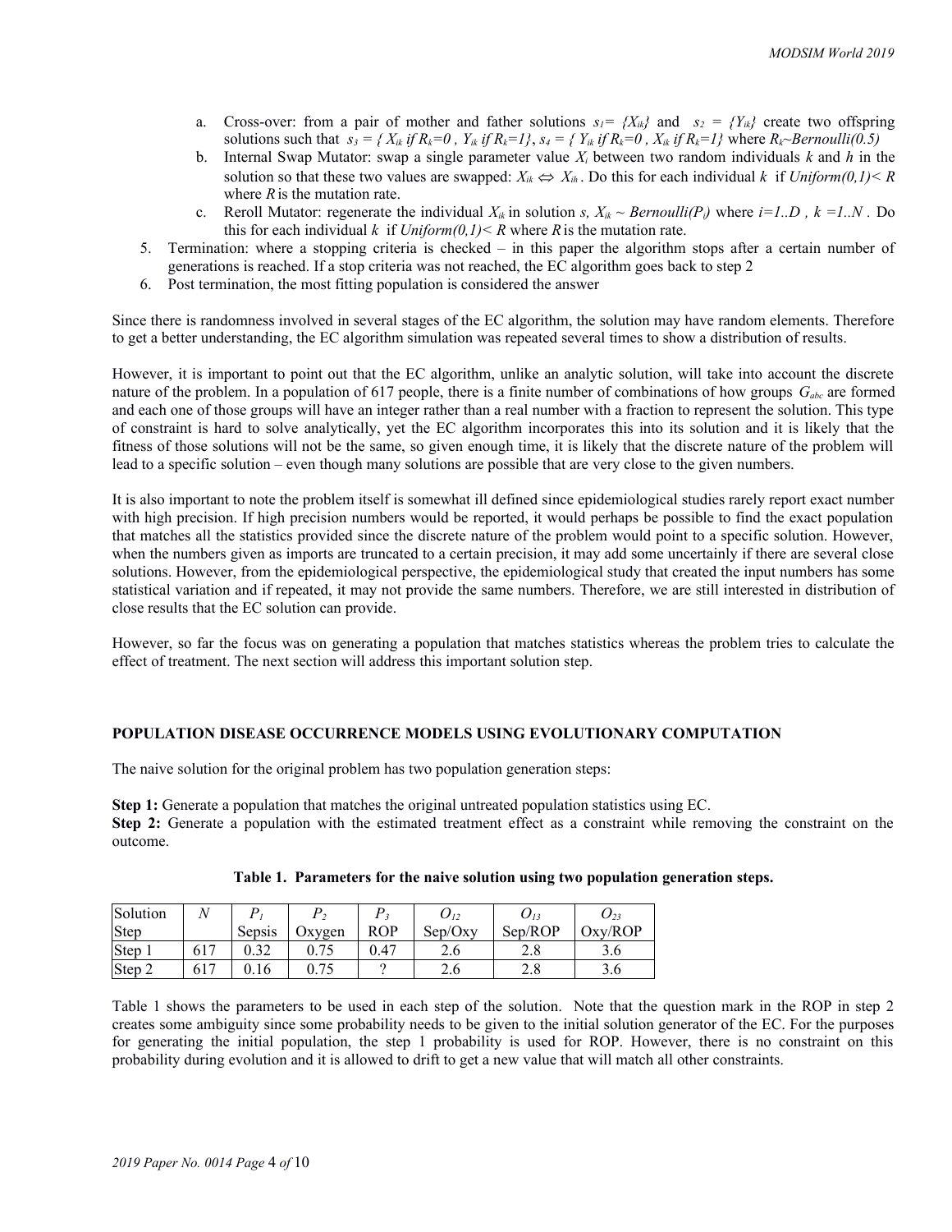a. Cross-over: from a pair of mother and father solutions $s_1 = \{X_{ik}\}$ and $s_2 = \{Y_{ik}\}$ create two offspring solutions such that $s_3 = \{ X_{ik} \text{ if } R_k=0 , Y_{ik} \text{ if } R_k=1\}$, $s_4 = \{ Y_{ik} \text{ if } R_k=0 , X_{ik} \text{ if } R_k=1\}$ where $R_k \sim Bernoulli(0.5)$

b. Internal Swap Mutator: swap a single parameter value $X_i$ between two random individuals $k$ and $h$ in the solution so that these two values are swapped: $X_{ik} \Leftrightarrow X_{ih}$. Do this for each individual $k$ if $Uniform(0,1) < R$ where $R$ is the mutation rate.

c. Reroll Mutator: regenerate the individual $X_{ik}$ in solution $s$, $X_{ik} \sim Bernoulli(P_i)$ where $i=1..D$ , $k=1..N$ . Do this for each individual $k$ if $Uniform(0,1) < R$ where $R$ is the mutation rate.

5. Termination: where a stopping criteria is checked – in this paper the algorithm stops after a certain number of generations is reached. If a stop criteria was not reached, the EC algorithm goes back to step 2
6. Post termination, the most fitting population is considered the answer

Since there is randomness involved in several stages of the EC algorithm, the solution may have random elements. Therefore to get a better understanding, the EC algorithm simulation was repeated several times to show a distribution of results.

However, it is important to point out that the EC algorithm, unlike an analytic solution, will take into account the discrete nature of the problem. In a population of 617 people, there is a finite number of combinations of how groups $G_{abc}$ are formed and each one of those groups will have an integer rather than a real number with a fraction to represent the solution. This type of constraint is hard to solve analytically, yet the EC algorithm incorporates this into its solution and it is likely that the fitness of those solutions will not be the same, so given enough time, it is likely that the discrete nature of the problem will lead to a specific solution – even though many solutions are possible that are very close to the given numbers.

It is also important to note the problem itself is somewhat ill defined since epidemiological studies rarely report exact number with high precision. If high precision numbers would be reported, it would perhaps be possible to find the exact population that matches all the statistics provided since the discrete nature of the problem would point to a specific solution. However, when the numbers given as imports are truncated to a certain precision, it may add some uncertainly if there are several close solutions. However, from the epidemiological perspective, the epidemiological study that created the input numbers has some statistical variation and if repeated, it may not provide the same numbers. Therefore, we are still interested in distribution of close results that the EC solution can provide.

However, so far the focus was on generating a population that matches statistics whereas the problem tries to calculate the effect of treatment. The next section will address this important solution step.

## POPULATION DISEASE OCCURRENCE MODELS USING EVOLUTIONARY COMPUTATION

The naive solution for the original problem has two population generation steps:

**Step 1:** Generate a population that matches the original untreated population statistics using EC.
**Step 2:** Generate a population with the estimated treatment effect as a constraint while removing the constraint on the outcome.

**Table 1. Parameters for the naive solution using two population generation steps.**

| Solution Step | $N$ | $P_1$ Sepsis | $P_2$ Oxygen | $P_3$ ROP | $O_{12}$ Sep/Oxy | $O_{13}$ Sep/ROP | $O_{23}$ Oxy/ROP |
|---|---|---|---|---|---|---|---|
| Step 1 | 617 | 0.32 | 0.75 | 0.47 | 2.6 | 2.8 | 3.6 |
| Step 2 | 617 | 0.16 | 0.75 | ? | 2.6 | 2.8 | 3.6 |

Table 1 shows the parameters to be used in each step of the solution. Note that the question mark in the ROP in step 2 creates some ambiguity since some probability needs to be given to the initial solution generator of the EC. For the purposes for generating the initial population, the step 1 probability is used for ROP. However, there is no constraint on this probability during evolution and it is allowed to drift to get a new value that will match all other constraints.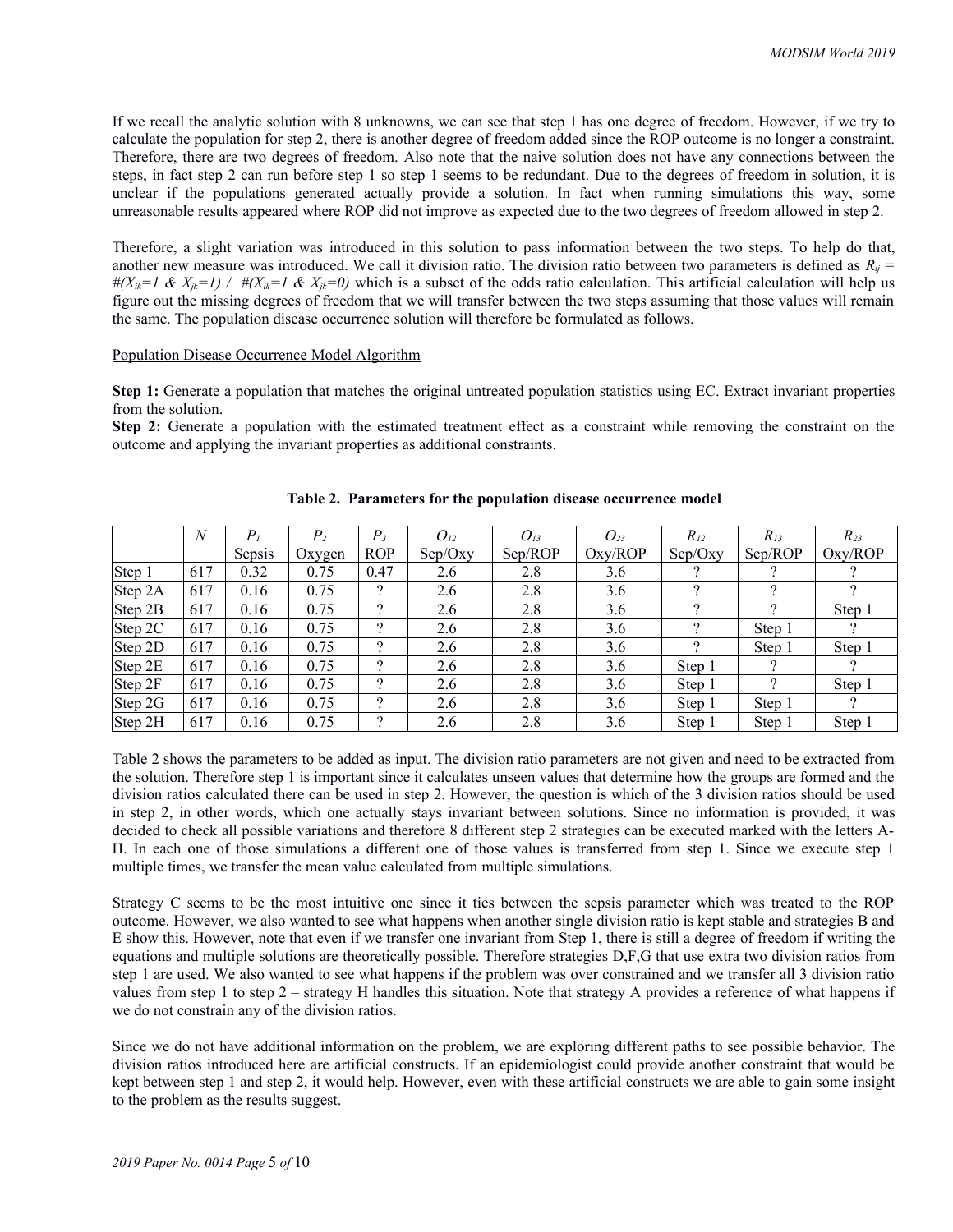If we recall the analytic solution with 8 unknowns, we can see that step 1 has one degree of freedom. However, if we try to calculate the population for step 2, there is another degree of freedom added since the ROP outcome is no longer a constraint. Therefore, there are two degrees of freedom. Also note that the naive solution does not have any connections between the steps, in fact step 2 can run before step 1 so step 1 seems to be redundant. Due to the degrees of freedom in solution, it is unclear if the populations generated actually provide a solution. In fact when running simulations this way, some unreasonable results appeared where ROP did not improve as expected due to the two degrees of freedom allowed in step 2.

Therefore, a slight variation was introduced in this solution to pass information between the two steps. To help do that, another new measure was introduced. We call it division ratio. The division ratio between two parameters is defined as $R_{ij} = \#(X_{ik}=1 \ \& \ X_{jk}=1) \ / \ \#(X_{ik}=1 \ \& \ X_{jk}=0)$ which is a subset of the odds ratio calculation. This artificial calculation will help us figure out the missing degrees of freedom that we will transfer between the two steps assuming that those values will remain the same. The population disease occurrence solution will therefore be formulated as follows.

Population Disease Occurrence Model Algorithm

**Step 1:** Generate a population that matches the original untreated population statistics using EC. Extract invariant properties from the solution.
**Step 2:** Generate a population with the estimated treatment effect as a constraint while removing the constraint on the outcome and applying the invariant properties as additional constraints.

**Table 2. Parameters for the population disease occurrence model**

| | $N$ | $P_1$ Sepsis | $P_2$ Oxygen | $P_3$ ROP | $O_{12}$ Sep/Oxy | $O_{13}$ Sep/ROP | $O_{23}$ Oxy/ROP | $R_{12}$ Sep/Oxy | $R_{13}$ Sep/ROP | $R_{23}$ Oxy/ROP |
|---|---|---|---|---|---|---|---|---|---|---|
| Step 1 | 617 | 0.32 | 0.75 | 0.47 | 2.6 | 2.8 | 3.6 | ? | ? | ? |
| Step 2A | 617 | 0.16 | 0.75 | ? | 2.6 | 2.8 | 3.6 | ? | ? | ? |
| Step 2B | 617 | 0.16 | 0.75 | ? | 2.6 | 2.8 | 3.6 | ? | ? | Step 1 |
| Step 2C | 617 | 0.16 | 0.75 | ? | 2.6 | 2.8 | 3.6 | ? | Step 1 | ? |
| Step 2D | 617 | 0.16 | 0.75 | ? | 2.6 | 2.8 | 3.6 | ? | Step 1 | Step 1 |
| Step 2E | 617 | 0.16 | 0.75 | ? | 2.6 | 2.8 | 3.6 | Step 1 | ? | ? |
| Step 2F | 617 | 0.16 | 0.75 | ? | 2.6 | 2.8 | 3.6 | Step 1 | ? | Step 1 |
| Step 2G | 617 | 0.16 | 0.75 | ? | 2.6 | 2.8 | 3.6 | Step 1 | Step 1 | ? |
| Step 2H | 617 | 0.16 | 0.75 | ? | 2.6 | 2.8 | 3.6 | Step 1 | Step 1 | Step 1 |

Table 2 shows the parameters to be added as input. The division ratio parameters are not given and need to be extracted from the solution. Therefore step 1 is important since it calculates unseen values that determine how the groups are formed and the division ratios calculated there can be used in step 2. However, the question is which of the 3 division ratios should be used in step 2, in other words, which one actually stays invariant between solutions. Since no information is provided, it was decided to check all possible variations and therefore 8 different step 2 strategies can be executed marked with the letters A-H. In each one of those simulations a different one of those values is transferred from step 1. Since we execute step 1 multiple times, we transfer the mean value calculated from multiple simulations.

Strategy C seems to be the most intuitive one since it ties between the sepsis parameter which was treated to the ROP outcome. However, we also wanted to see what happens when another single division ratio is kept stable and strategies B and E show this. However, note that even if we transfer one invariant from Step 1, there is still a degree of freedom if writing the equations and multiple solutions are theoretically possible. Therefore strategies D,F,G that use extra two division ratios from step 1 are used. We also wanted to see what happens if the problem was over constrained and we transfer all 3 division ratio values from step 1 to step 2 – strategy H handles this situation. Note that strategy A provides a reference of what happens if we do not constrain any of the division ratios.

Since we do not have additional information on the problem, we are exploring different paths to see possible behavior. The division ratios introduced here are artificial constructs. If an epidemiologist could provide another constraint that would be kept between step 1 and step 2, it would help. However, even with these artificial constructs we are able to gain some insight to the problem as the results suggest.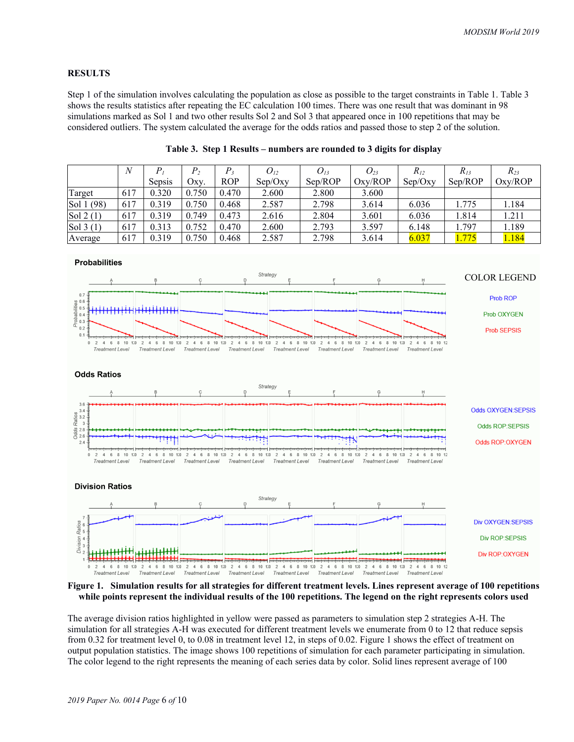## RESULTS

Step 1 of the simulation involves calculating the population as close as possible to the target constraints in Table 1. Table 3 shows the results statistics after repeating the EC calculation 100 times. There was one result that was dominant in 98 simulations marked as Sol 1 and two other results Sol 2 and Sol 3 that appeared once in 100 repetitions that may be considered outliers. The system calculated the average for the odds ratios and passed those to step 2 of the solution.

**Table 3. Step 1 Results – numbers are rounded to 3 digits for display**

| | $N$ | $P_1$ Sepsis | $P_2$ Oxy. | $P_3$ ROP | $O_{12}$ Sep/Oxy | $O_{13}$ Sep/ROP | $O_{23}$ Oxy/ROP | $R_{12}$ Sep/Oxy | $R_{13}$ Sep/ROP | $R_{23}$ Oxy/ROP |
|---|---|---|---|---|---|---|---|---|---|---|
| Target | 617 | 0.320 | 0.750 | 0.470 | 2.600 | 2.800 | 3.600 | | | |
| Sol 1 (98) | 617 | 0.319 | 0.750 | 0.468 | 2.587 | 2.798 | 3.614 | 6.036 | 1.775 | 1.184 |
| Sol 2 (1) | 617 | 0.319 | 0.749 | 0.473 | 2.616 | 2.804 | 3.601 | 6.036 | 1.814 | 1.211 |
| Sol 3 (1) | 617 | 0.313 | 0.752 | 0.470 | 2.600 | 2.793 | 3.597 | 6.148 | 1.797 | 1.189 |
| Average | 617 | 0.319 | 0.750 | 0.468 | 2.587 | 2.798 | 3.614 | 6.037 | 1.775 | 1.184 |

**Figure 1. Simulation results for all strategies for different treatment levels. Lines represent average of 100 repetitions while points represent the individual results of the 100 repetitions. The legend on the right represents colors used**

The average division ratios highlighted in yellow were passed as parameters to simulation step 2 strategies A-H. The simulation for all strategies A-H was executed for different treatment levels we enumerate from 0 to 12 that reduce sepsis from 0.32 for treatment level 0, to 0.08 in treatment level 12, in steps of 0.02. Figure 1 shows the effect of treatment on output population statistics. The image shows 100 repetitions of simulation for each parameter participating in simulation. The color legend to the right represents the meaning of each series data by color. Solid lines represent average of 100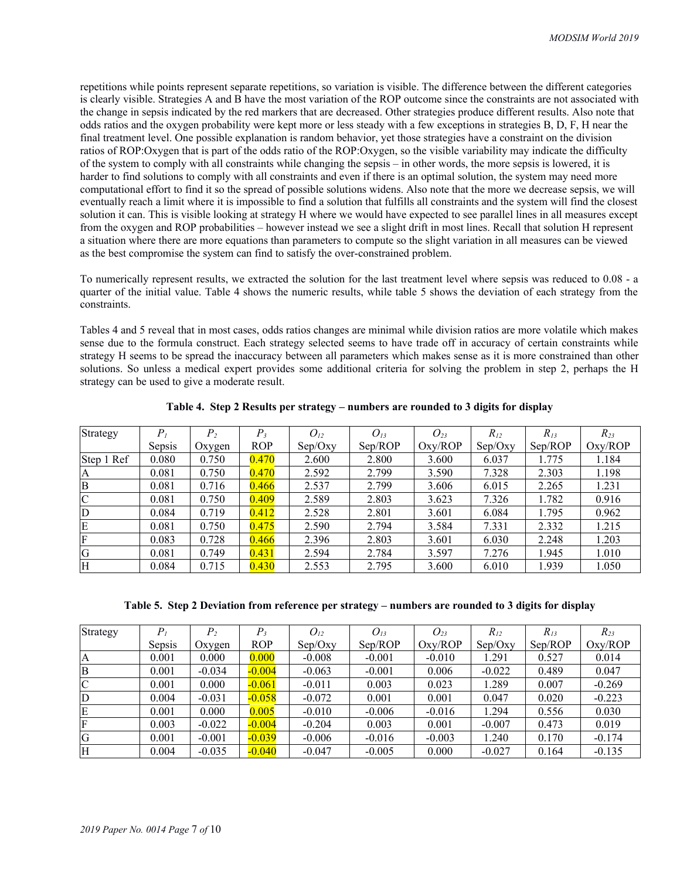repetitions while points represent separate repetitions, so variation is visible. The difference between the different categories is clearly visible. Strategies A and B have the most variation of the ROP outcome since the constraints are not associated with the change in sepsis indicated by the red markers that are decreased. Other strategies produce different results. Also note that odds ratios and the oxygen probability were kept more or less steady with a few exceptions in strategies B, D, F, H near the final treatment level. One possible explanation is random behavior, yet those strategies have a constraint on the division ratios of ROP:Oxygen that is part of the odds ratio of the ROP:Oxygen, so the visible variability may indicate the difficulty of the system to comply with all constraints while changing the sepsis – in other words, the more sepsis is lowered, it is harder to find solutions to comply with all constraints and even if there is an optimal solution, the system may need more computational effort to find it so the spread of possible solutions widens. Also note that the more we decrease sepsis, we will eventually reach a limit where it is impossible to find a solution that fulfills all constraints and the system will find the closest solution it can. This is visible looking at strategy H where we would have expected to see parallel lines in all measures except from the oxygen and ROP probabilities – however instead we see a slight drift in most lines. Recall that solution H represent a situation where there are more equations than parameters to compute so the slight variation in all measures can be viewed as the best compromise the system can find to satisfy the over-constrained problem.

To numerically represent results, we extracted the solution for the last treatment level where sepsis was reduced to 0.08 - a quarter of the initial value. Table 4 shows the numeric results, while table 5 shows the deviation of each strategy from the constraints.

Tables 4 and 5 reveal that in most cases, odds ratios changes are minimal while division ratios are more volatile which makes sense due to the formula construct. Each strategy selected seems to have trade off in accuracy of certain constraints while strategy H seems to be spread the inaccuracy between all parameters which makes sense as it is more constrained than other solutions. So unless a medical expert provides some additional criteria for solving the problem in step 2, perhaps the H strategy can be used to give a moderate result.

**Table 4. Step 2 Results per strategy – numbers are rounded to 3 digits for display**

| Strategy | $P_1$ Sepsis | $P_2$ Oxygen | $P_3$ ROP | $O_{12}$ Sep/Oxy | $O_{13}$ Sep/ROP | $O_{23}$ Oxy/ROP | $R_{12}$ Sep/Oxy | $R_{13}$ Sep/ROP | $R_{23}$ Oxy/ROP |
|---|---|---|---|---|---|---|---|---|---|
| Step 1 Ref | 0.080 | 0.750 | 0.470 | 2.600 | 2.800 | 3.600 | 6.037 | 1.775 | 1.184 |
| A | 0.081 | 0.750 | 0.470 | 2.592 | 2.799 | 3.590 | 7.328 | 2.303 | 1.198 |
| B | 0.081 | 0.716 | 0.466 | 2.537 | 2.799 | 3.606 | 6.015 | 2.265 | 1.231 |
| C | 0.081 | 0.750 | 0.409 | 2.589 | 2.803 | 3.623 | 7.326 | 1.782 | 0.916 |
| D | 0.084 | 0.719 | 0.412 | 2.528 | 2.801 | 3.601 | 6.084 | 1.795 | 0.962 |
| E | 0.081 | 0.750 | 0.475 | 2.590 | 2.794 | 3.584 | 7.331 | 2.332 | 1.215 |
| F | 0.083 | 0.728 | 0.466 | 2.396 | 2.803 | 3.601 | 6.030 | 2.248 | 1.203 |
| G | 0.081 | 0.749 | 0.431 | 2.594 | 2.784 | 3.597 | 7.276 | 1.945 | 1.010 |
| H | 0.084 | 0.715 | 0.430 | 2.553 | 2.795 | 3.600 | 6.010 | 1.939 | 1.050 |

**Table 5. Step 2 Deviation from reference per strategy – numbers are rounded to 3 digits for display**

| Strategy | $P_1$ Sepsis | $P_2$ Oxygen | $P_3$ ROP | $O_{12}$ Sep/Oxy | $O_{13}$ Sep/ROP | $O_{23}$ Oxy/ROP | $R_{12}$ Sep/Oxy | $R_{13}$ Sep/ROP | $R_{23}$ Oxy/ROP |
|---|---|---|---|---|---|---|---|---|---|
| A | 0.001 | 0.000 | 0.000 | -0.008 | -0.001 | -0.010 | 1.291 | 0.527 | 0.014 |
| B | 0.001 | -0.034 | -0.004 | -0.063 | -0.001 | 0.006 | -0.022 | 0.489 | 0.047 |
| C | 0.001 | 0.000 | -0.061 | -0.011 | 0.003 | 0.023 | 1.289 | 0.007 | -0.269 |
| D | 0.004 | -0.031 | -0.058 | -0.072 | 0.001 | 0.001 | 0.047 | 0.020 | -0.223 |
| E | 0.001 | 0.000 | 0.005 | -0.010 | -0.006 | -0.016 | 1.294 | 0.556 | 0.030 |
| F | 0.003 | -0.022 | -0.004 | -0.204 | 0.003 | 0.001 | -0.007 | 0.473 | 0.019 |
| G | 0.001 | -0.001 | -0.039 | -0.006 | -0.016 | -0.003 | 1.240 | 0.170 | -0.174 |
| H | 0.004 | -0.035 | -0.040 | -0.047 | -0.005 | 0.000 | -0.027 | 0.164 | -0.135 |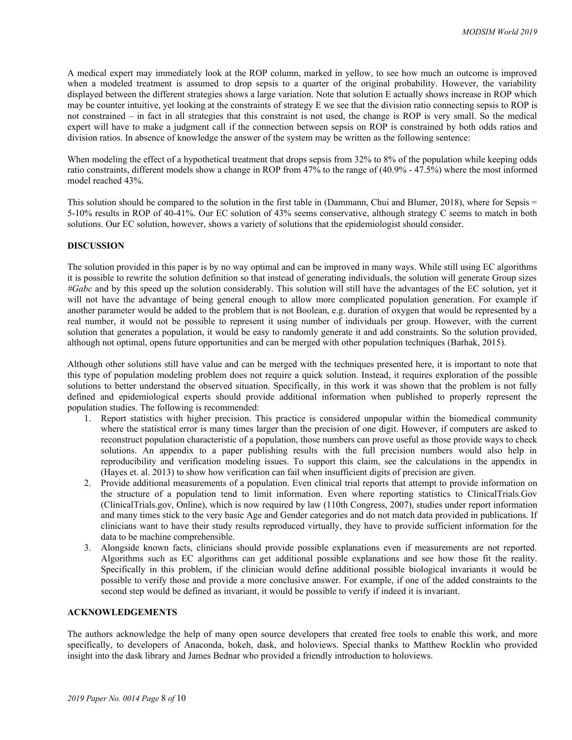A medical expert may immediately look at the ROP column, marked in yellow, to see how much an outcome is improved when a modeled treatment is assumed to drop sepsis to a quarter of the original probability. However, the variability displayed between the different strategies shows a large variation. Note that solution E actually shows increase in ROP which may be counter intuitive, yet looking at the constraints of strategy E we see that the division ratio connecting sepsis to ROP is not constrained – in fact in all strategies that this constraint is not used, the change is ROP is very small. So the medical expert will have to make a judgment call if the connection between sepsis on ROP is constrained by both odds ratios and division ratios. In absence of knowledge the answer of the system may be written as the following sentence:

When modeling the effect of a hypothetical treatment that drops sepsis from 32% to 8% of the population while keeping odds ratio constraints, different models show a change in ROP from 47% to the range of (40.9% - 47.5%) where the most informed model reached 43%.

This solution should be compared to the solution in the first table in (Dammann, Chui and Blumer, 2018), where for Sepsis = 5-10% results in ROP of 40-41%. Our EC solution of 43% seems conservative, although strategy C seems to match in both solutions. Our EC solution, however, shows a variety of solutions that the epidemiologist should consider.

## DISCUSSION

The solution provided in this paper is by no way optimal and can be improved in many ways. While still using EC algorithms it is possible to rewrite the solution definition so that instead of generating individuals, the solution will generate Group sizes *#Gabc* and by this speed up the solution considerably. This solution will still have the advantages of the EC solution, yet it will not have the advantage of being general enough to allow more complicated population generation. For example if another parameter would be added to the problem that is not Boolean, e.g. duration of oxygen that would be represented by a real number, it would not be possible to represent it using number of individuals per group. However, with the current solution that generates a population, it would be easy to randomly generate it and add constraints. So the solution provided, although not optimal, opens future opportunities and can be merged with other population techniques (Barhak, 2015).

Although other solutions still have value and can be merged with the techniques presented here, it is important to note that this type of population modeling problem does not require a quick solution. Instead, it requires exploration of the possible solutions to better understand the observed situation. Specifically, in this work it was shown that the problem is not fully defined and epidemiological experts should provide additional information when published to properly represent the population studies. The following is recommended:

1. Report statistics with higher precision. This practice is considered unpopular within the biomedical community where the statistical error is many times larger than the precision of one digit. However, if computers are asked to reconstruct population characteristic of a population, those numbers can prove useful as those provide ways to check solutions. An appendix to a paper publishing results with the full precision numbers would also help in reproducibility and verification modeling issues. To support this claim, see the calculations in the appendix in (Hayes et. al. 2013) to show how verification can fail when insufficient digits of precision are given.
2. Provide additional measurements of a population. Even clinical trial reports that attempt to provide information on the structure of a population tend to limit information. Even where reporting statistics to ClinicalTrials.Gov (ClinicalTrials.gov, Online), which is now required by law (110th Congress, 2007), studies under report information and many times stick to the very basic Age and Gender categories and do not match data provided in publications. If clinicians want to have their study results reproduced virtually, they have to provide sufficient information for the data to be machine comprehensible.
3. Alongside known facts, clinicians should provide possible explanations even if measurements are not reported. Algorithms such as EC algorithms can get additional possible explanations and see how those fit the reality. Specifically in this problem, if the clinician would define additional possible biological invariants it would be possible to verify those and provide a more conclusive answer. For example, if one of the added constraints to the second step would be defined as invariant, it would be possible to verify if indeed it is invariant.

## ACKNOWLEDGEMENTS

The authors acknowledge the help of many open source developers that created free tools to enable this work, and more specifically, to developers of Anaconda, bokeh, dask, and holoviews. Special thanks to Matthew Rocklin who provided insight into the dask library and James Bednar who provided a friendly introduction to holoviews.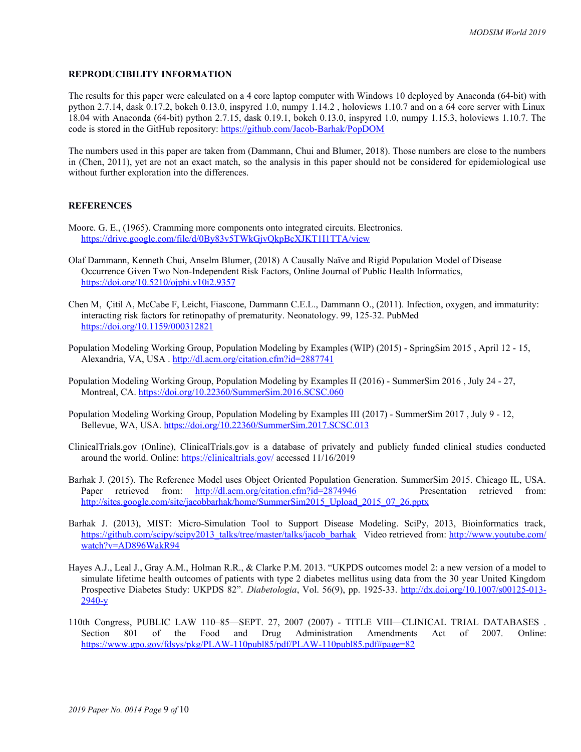## REPRODUCIBILITY INFORMATION

The results for this paper were calculated on a 4 core laptop computer with Windows 10 deployed by Anaconda (64-bit) with python 2.7.14, dask 0.17.2, bokeh 0.13.0, inspyred 1.0, numpy 1.14.2 , holoviews 1.10.7 and on a 64 core server with Linux 18.04 with Anaconda (64-bit) python 2.7.15, dask 0.19.1, bokeh 0.13.0, inspyred 1.0, numpy 1.15.3, holoviews 1.10.7. The code is stored in the GitHub repository: https://github.com/Jacob-Barhak/PopDOM

The numbers used in this paper are taken from (Dammann, Chui and Blumer, 2018). Those numbers are close to the numbers in (Chen, 2011), yet are not an exact match, so the analysis in this paper should not be considered for epidemiological use without further exploration into the differences.

## REFERENCES

Moore. G. E., (1965). Cramming more components onto integrated circuits. Electronics. https://drive.google.com/file/d/0By83v5TWkGjvQkpBcXJKT1I1TTA/view

Olaf Dammann, Kenneth Chui, Anselm Blumer, (2018) A Causally Naïve and Rigid Population Model of Disease Occurrence Given Two Non-Independent Risk Factors, Online Journal of Public Health Informatics, https://doi.org/10.5210/ojphi.v10i2.9357

Chen M, Çitil A, McCabe F, Leicht, Fiascone, Dammann C.E.L., Dammann O., (2011). Infection, oxygen, and immaturity: interacting risk factors for retinopathy of prematurity. Neonatology. 99, 125-32. PubMed https://doi.org/10.1159/000312821

Population Modeling Working Group, Population Modeling by Examples (WIP) (2015) - SpringSim 2015 , April 12 - 15, Alexandria, VA, USA . http://dl.acm.org/citation.cfm?id=2887741

Population Modeling Working Group, Population Modeling by Examples II (2016) - SummerSim 2016 , July 24 - 27, Montreal, CA. https://doi.org/10.22360/SummerSim.2016.SCSC.060

Population Modeling Working Group, Population Modeling by Examples III (2017) - SummerSim 2017 , July 9 - 12, Bellevue, WA, USA. https://doi.org/10.22360/SummerSim.2017.SCSC.013

ClinicalTrials.gov (Online), ClinicalTrials.gov is a database of privately and publicly funded clinical studies conducted around the world. Online: https://clinicaltrials.gov/ accessed 11/16/2019

Barhak J. (2015). The Reference Model uses Object Oriented Population Generation. SummerSim 2015. Chicago IL, USA. Paper retrieved from: http://dl.acm.org/citation.cfm?id=2874946 Presentation retrieved from: http://sites.google.com/site/jacobbarhak/home/SummerSim2015_Upload_2015_07_26.pptx

Barhak J. (2013), MIST: Micro-Simulation Tool to Support Disease Modeling. SciPy, 2013, Bioinformatics track, https://github.com/scipy/scipy2013_talks/tree/master/talks/jacob_barhak Video retrieved from: http://www.youtube.com/watch?v=AD896WakR94

Hayes A.J., Leal J., Gray A.M., Holman R.R., & Clarke P.M. 2013. "UKPDS outcomes model 2: a new version of a model to simulate lifetime health outcomes of patients with type 2 diabetes mellitus using data from the 30 year United Kingdom Prospective Diabetes Study: UKPDS 82". *Diabetologia*, Vol. 56(9), pp. 1925-33. http://dx.doi.org/10.1007/s00125-013-2940-y

110th Congress, PUBLIC LAW 110–85—SEPT. 27, 2007 (2007) - TITLE VIII—CLINICAL TRIAL DATABASES . Section 801 of the Food and Drug Administration Amendments Act of 2007. Online: https://www.gpo.gov/fdsys/pkg/PLAW-110publ85/pdf/PLAW-110publ85.pdf#page=82